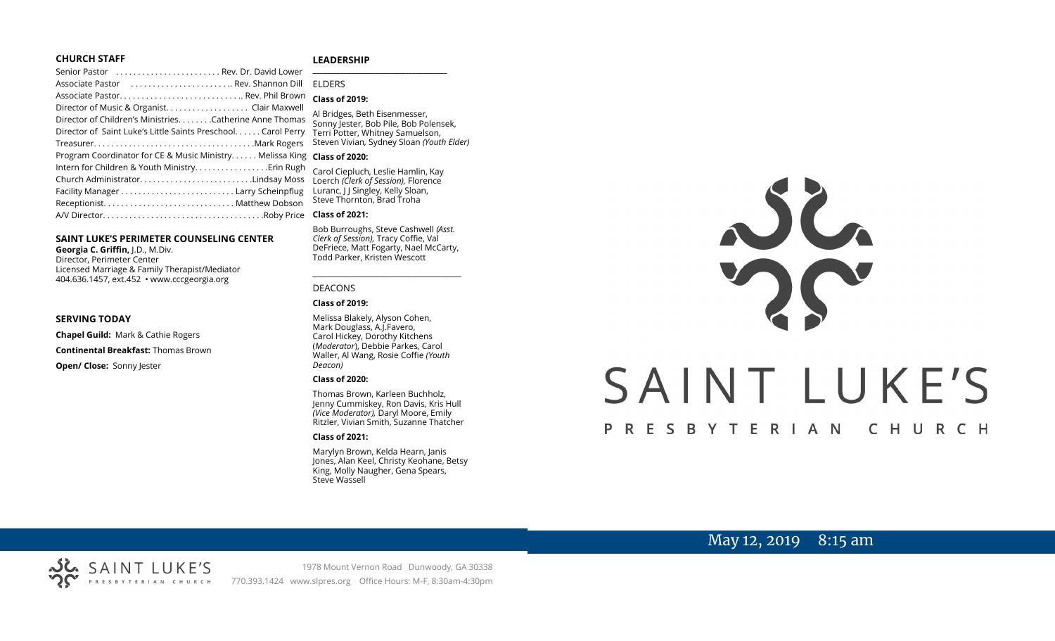## CHURCH STAFF

Senior Pastor . . . . . . . . . . . . . . . . . . . . . . . . Rev. Dr. David Lower
Associate Pastor . . . . . . . . . . . . . . . . . . . . . . . Rev. Shannon Dill
Associate Pastor. . . . . . . . . . . . . . . . . . . . . . . . . . . .. Rev. Phil Brown
Director of Music & Organist. . . . . . . . . . . . . . . . . . . Clair Maxwell
Director of Children's Ministries. . . . . . . .Catherine Anne Thomas
Director of Saint Luke's Little Saints Preschool. . . . . . Carol Perry
Treasurer. . . . . . . . . . . . . . . . . . . . . . . . . . . . . . . . . . . .Mark Rogers
Program Coordinator for CE & Music Ministry. . . . . . Melissa King
Intern for Children & Youth Ministry. . . . . . . . . . . . . . . . .Erin Rugh
Church Administrator. . . . . . . . . . . . . . . . . . . . . . . . . .Lindsay Moss
Facility Manager . . . . . . . . . . . . . . . . . . . . . . . . . . Larry Scheinpflug
Receptionist. . . . . . . . . . . . . . . . . . . . . . . . . . . . . . Matthew Dobson
A/V Director. . . . . . . . . . . . . . . . . . . . . . . . . . . . . . . . . . . . .Roby Price

## SAINT LUKE'S PERIMETER COUNSELING CENTER

**Georgia C. Griffin,** J.D., M.Div.
Director, Perimeter Center
Licensed Marriage & Family Therapist/Mediator
404.636.1457, ext.452 • www.cccgeorgia.org

## SERVING TODAY

**Chapel Guild:** Mark & Cathie Rogers

**Continental Breakfast:** Thomas Brown

**Open/ Close:** Sonny Jester

## LEADERSHIP

ELDERS

**Class of 2019:**

Al Bridges, Beth Eisenmesser, Sonny Jester, Bob Pile, Bob Polensek, Terri Potter, Whitney Samuelson, Steven Vivian*,* Sydney Sloan *(Youth Elder)*

**Class of 2020:**

Carol Ciepluch, Leslie Hamlin, Kay Loerch *(Clerk of Session),* Florence Luranc, J J Singley, Kelly Sloan, Steve Thornton, Brad Troha

**Class of 2021:**

Bob Burroughs, Steve Cashwell *(Asst. Clerk of Session),* Tracy Coffie, Val DeFriece, Matt Fogarty, Nael McCarty, Todd Parker, Kristen Wescott

DEACONS

**Class of 2019:**

Melissa Blakely, Alyson Cohen, Mark Douglass, A.J.Favero, Carol Hickey, Dorothy Kitchens (*Moderator*), Debbie Parkes, Carol Waller, Al Wang, Rosie Coffie *(Youth Deacon)*

**Class of 2020:**

Thomas Brown, Karleen Buchholz, Jenny Cummiskey, Ron Davis, Kris Hull *(Vice Moderator),* Daryl Moore, Emily Ritzler, Vivian Smith, Suzanne Thatcher

**Class of 2021:**

Marylyn Brown, Kelda Hearn, Janis Jones, Alan Keel, Christy Keohane, Betsy King, Molly Naugher, Gena Spears, Steve Wassell

# SAINT LUKE'S
## PRESBYTERIAN CHURCH

May 12, 2019 8:15 am

SAINT LUKE'S PRESBYTERIAN CHURCH
1978 Mount Vernon Road Dunwoody, GA 30338
770.393.1424 www.slpres.org Office Hours: M-F, 8:30am-4:30pm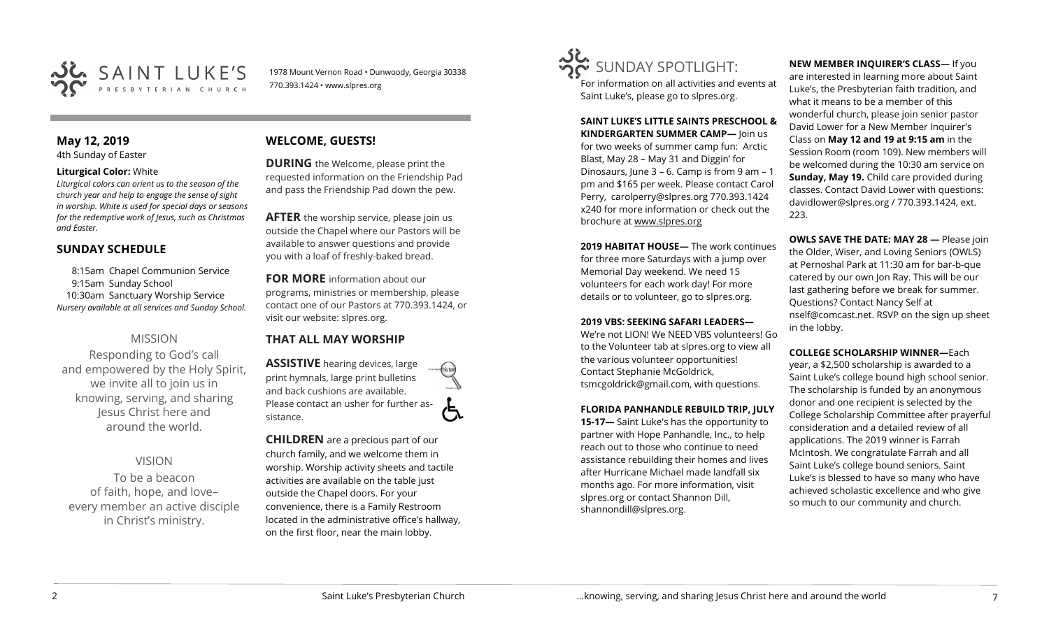SAINT LUKE'S PRESBYTERIAN CHURCH

1978 Mount Vernon Road • Dunwoody, Georgia 30338
770.393.1424 • www.slpres.org

## May 12, 2019

4th Sunday of Easter

**Liturgical Color:** White

*Liturgical colors can orient us to the season of the church year and help to engage the sense of sight in worship. White is used for special days or seasons for the redemptive work of Jesus, such as Christmas and Easter.*

## SUNDAY SCHEDULE

8:15am Chapel Communion Service
9:15am Sunday School
10:30am Sanctuary Worship Service
*Nursery available at all services and Sunday School.*

### MISSION

Responding to God's call and empowered by the Holy Spirit, we invite all to join us in knowing, serving, and sharing Jesus Christ here and around the world.

### VISION

To be a beacon of faith, hope, and love– every member an active disciple in Christ's ministry.

## WELCOME, GUESTS!

**DURING** the Welcome, please print the requested information on the Friendship Pad and pass the Friendship Pad down the pew.

**AFTER** the worship service, please join us outside the Chapel where our Pastors will be available to answer questions and provide you with a loaf of freshly-baked bread.

**FOR MORE** information about our programs, ministries or membership, please contact one of our Pastors at 770.393.1424, or visit our website: slpres.org.

## THAT ALL MAY WORSHIP

**ASSISTIVE** hearing devices, large print hymnals, large print bulletins and back cushions are available. Please contact an usher for further assistance.

**CHILDREN** are a precious part of our church family, and we welcome them in worship. Worship activity sheets and tactile activities are available on the table just outside the Chapel doors. For your convenience, there is a Family Restroom located in the administrative office's hallway, on the first floor, near the main lobby.

## SUNDAY SPOTLIGHT:

For information on all activities and events at Saint Luke's, please go to slpres.org.

**SAINT LUKE'S LITTLE SAINTS PRESCHOOL & KINDERGARTEN SUMMER CAMP—** Join us for two weeks of summer camp fun: Arctic Blast, May 28 – May 31 and Diggin' for Dinosaurs, June 3 – 6. Camp is from 9 am – 1 pm and $165 per week. Please contact Carol Perry, carolperry@slpres.org 770.393.1424 x240 for more information or check out the brochure at www.slpres.org

**2019 HABITAT HOUSE—** The work continues for three more Saturdays with a jump over Memorial Day weekend. We need 15 volunteers for each work day! For more details or to volunteer, go to slpres.org.

**2019 VBS: SEEKING SAFARI LEADERS—** We're not LION! We NEED VBS volunteers! Go to the Volunteer tab at slpres.org to view all the various volunteer opportunities! Contact Stephanie McGoldrick, tsmcgoldrick@gmail.com, with questions.

**FLORIDA PANHANDLE REBUILD TRIP, JULY 15-17—** Saint Luke's has the opportunity to partner with Hope Panhandle, Inc., to help reach out to those who continue to need assistance rebuilding their homes and lives after Hurricane Michael made landfall six months ago. For more information, visit slpres.org or contact Shannon Dill, shannondill@slpres.org.

**NEW MEMBER INQUIRER'S CLASS—** If you are interested in learning more about Saint Luke's, the Presbyterian faith tradition, and what it means to be a member of this wonderful church, please join senior pastor David Lower for a New Member Inquirer's Class on **May 12 and 19 at 9:15 am** in the Session Room (room 109). New members will be welcomed during the 10:30 am service on **Sunday, May 19.** Child care provided during classes. Contact David Lower with questions: davidlower@slpres.org / 770.393.1424, ext. 223.

**OWLS SAVE THE DATE: MAY 28 —** Please join the Older, Wiser, and Loving Seniors (OWLS) at Pernoshal Park at 11:30 am for bar-b-que catered by our own Jon Ray. This will be our last gathering before we break for summer. Questions? Contact Nancy Self at nself@comcast.net. RSVP on the sign up sheet in the lobby.

**COLLEGE SCHOLARSHIP WINNER—**Each year, a $2,500 scholarship is awarded to a Saint Luke's college bound high school senior. The scholarship is funded by an anonymous donor and one recipient is selected by the College Scholarship Committee after prayerful consideration and a detailed review of all applications. The 2019 winner is Farrah McIntosh. We congratulate Farrah and all Saint Luke's college bound seniors. Saint Luke's is blessed to have so many who have achieved scholastic excellence and who give so much to our community and church.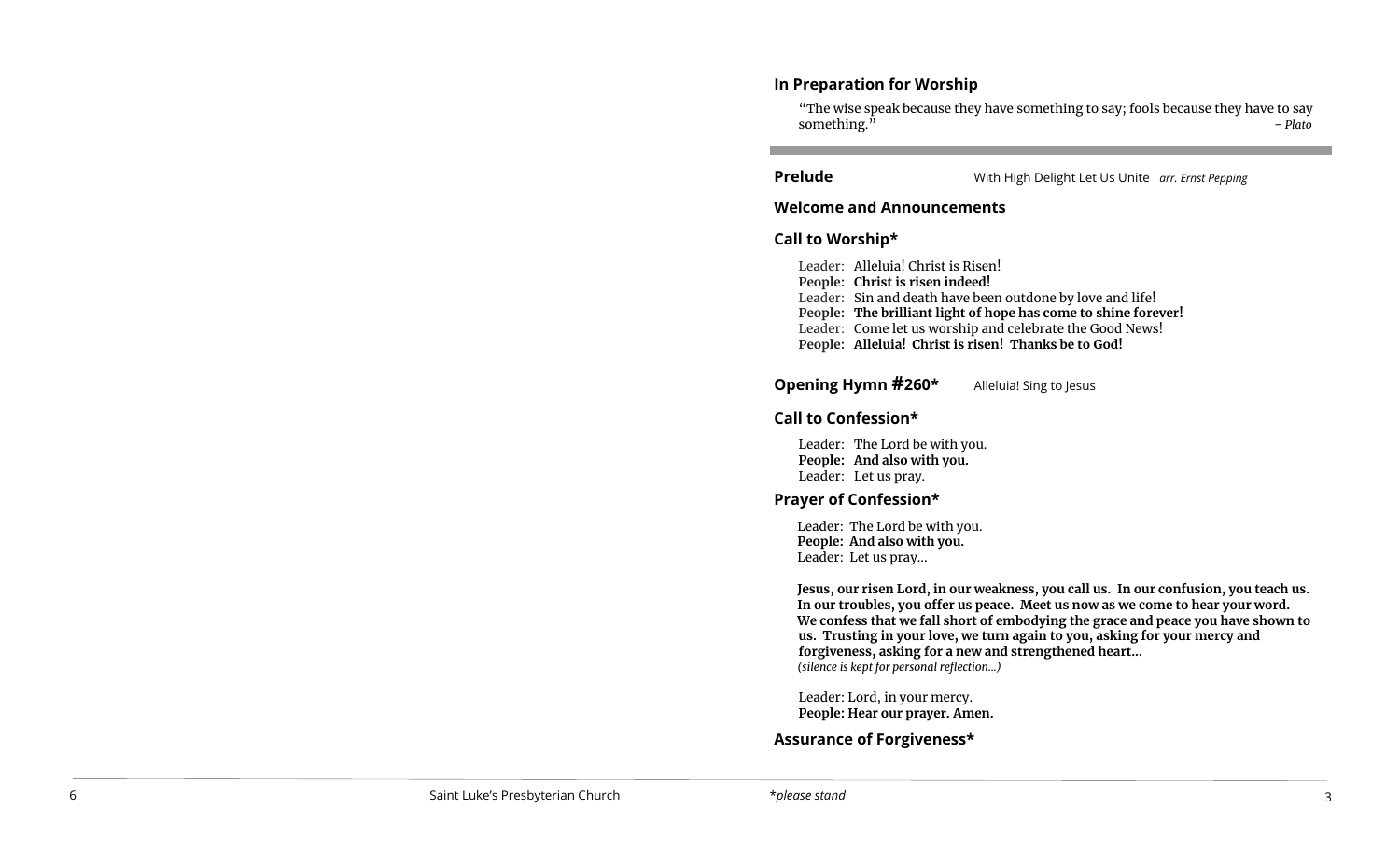## In Preparation for Worship

"The wise speak because they have something to say; fools because they have to say something." *– Plato*

---

**Prelude** With High Delight Let Us Unite *arr. Ernst Pepping*

## Welcome and Announcements

## Call to Worship*

Leader: Alleluia! Christ is Risen!
**People: Christ is risen indeed!**
Leader: Sin and death have been outdone by love and life!
**People: The brilliant light of hope has come to shine forever!**
Leader: Come let us worship and celebrate the Good News!
**People: Alleluia! Christ is risen! Thanks be to God!**

**Opening Hymn #260*** Alleluia! Sing to Jesus

## Call to Confession*

Leader: The Lord be with you.
**People: And also with you.**
Leader: Let us pray.

## Prayer of Confession*

Leader: The Lord be with you.
**People: And also with you.**
Leader: Let us pray…

**Jesus, our risen Lord, in our weakness, you call us. In our confusion, you teach us. In our troubles, you offer us peace. Meet us now as we come to hear your word. We confess that we fall short of embodying the grace and peace you have shown to us. Trusting in your love, we turn again to you, asking for your mercy and forgiveness, asking for a new and strengthened heart…**
*(silence is kept for personal reflection…)*

Leader: Lord, in your mercy.
**People: Hear our prayer. Amen.**

## Assurance of Forgiveness*

Saint Luke's Presbyterian Church

**please stand*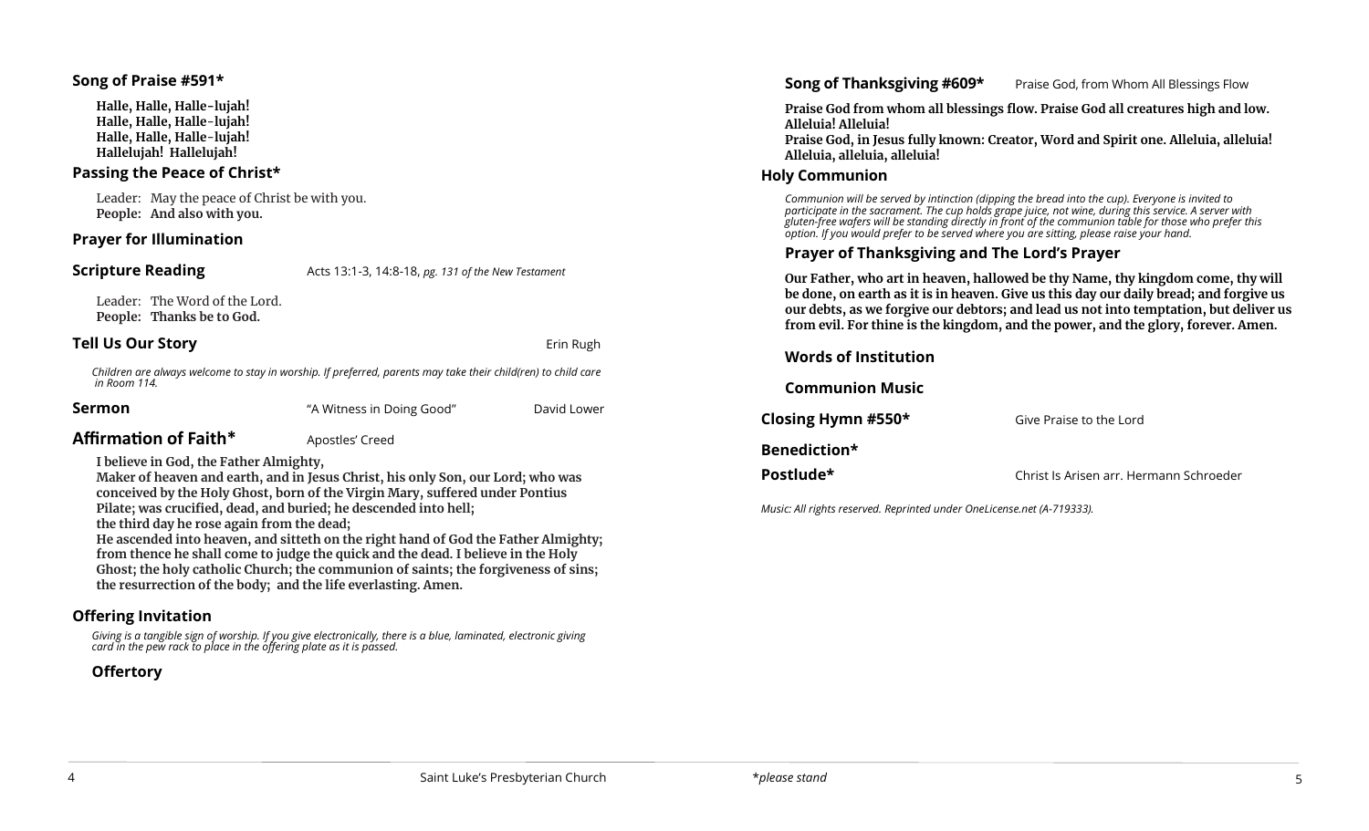## Song of Praise #591*

**Halle, Halle, Halle-lujah!**
**Halle, Halle, Halle-lujah!**
**Halle, Halle, Halle-lujah!**
**Hallelujah! Hallelujah!**

## Passing the Peace of Christ*

Leader: May the peace of Christ be with you.
**People: And also with you.**

## Prayer for Illumination

## Scripture Reading

Acts 13:1-3, 14:8-18, *pg. 131 of the New Testament*

Leader: The Word of the Lord.
**People: Thanks be to God.**

## Tell Us Our Story

Erin Rugh

*Children are always welcome to stay in worship. If preferred, parents may take their child(ren) to child care in Room 114.*

## Sermon

"A Witness in Doing Good" David Lower

## Affirmation of Faith*

Apostles' Creed

**I believe in God, the Father Almighty,**
**Maker of heaven and earth, and in Jesus Christ, his only Son, our Lord; who was conceived by the Holy Ghost, born of the Virgin Mary, suffered under Pontius Pilate; was crucified, dead, and buried; he descended into hell;**
**the third day he rose again from the dead;**
**He ascended into heaven, and sitteth on the right hand of God the Father Almighty; from thence he shall come to judge the quick and the dead. I believe in the Holy Ghost; the holy catholic Church; the communion of saints; the forgiveness of sins; the resurrection of the body; and the life everlasting. Amen.**

## Offering Invitation

*Giving is a tangible sign of worship. If you give electronically, there is a blue, laminated, electronic giving card in the pew rack to place in the offering plate as it is passed.*

### Offertory

## Song of Thanksgiving #609*

Praise God, from Whom All Blessings Flow

**Praise God from whom all blessings flow. Praise God all creatures high and low. Alleluia! Alleluia!**
**Praise God, in Jesus fully known: Creator, Word and Spirit one. Alleluia, alleluia! Alleluia, alleluia, alleluia!**

## Holy Communion

*Communion will be served by intinction (dipping the bread into the cup). Everyone is invited to participate in the sacrament. The cup holds grape juice, not wine, during this service. A server with gluten-free wafers will be standing directly in front of the communion table for those who prefer this option. If you would prefer to be served where you are sitting, please raise your hand.*

### Prayer of Thanksgiving and The Lord's Prayer

**Our Father, who art in heaven, hallowed be thy Name, thy kingdom come, thy will be done, on earth as it is in heaven. Give us this day our daily bread; and forgive us our debts, as we forgive our debtors; and lead us not into temptation, but deliver us from evil. For thine is the kingdom, and the power, and the glory, forever. Amen.**

### Words of Institution

### Communion Music

## Closing Hymn #550*

Give Praise to the Lord

## Benediction*

## Postlude*

Christ Is Arisen arr. Hermann Schroeder

*Music: All rights reserved. Reprinted under OneLicense.net (A-719333).*

*\*please stand*